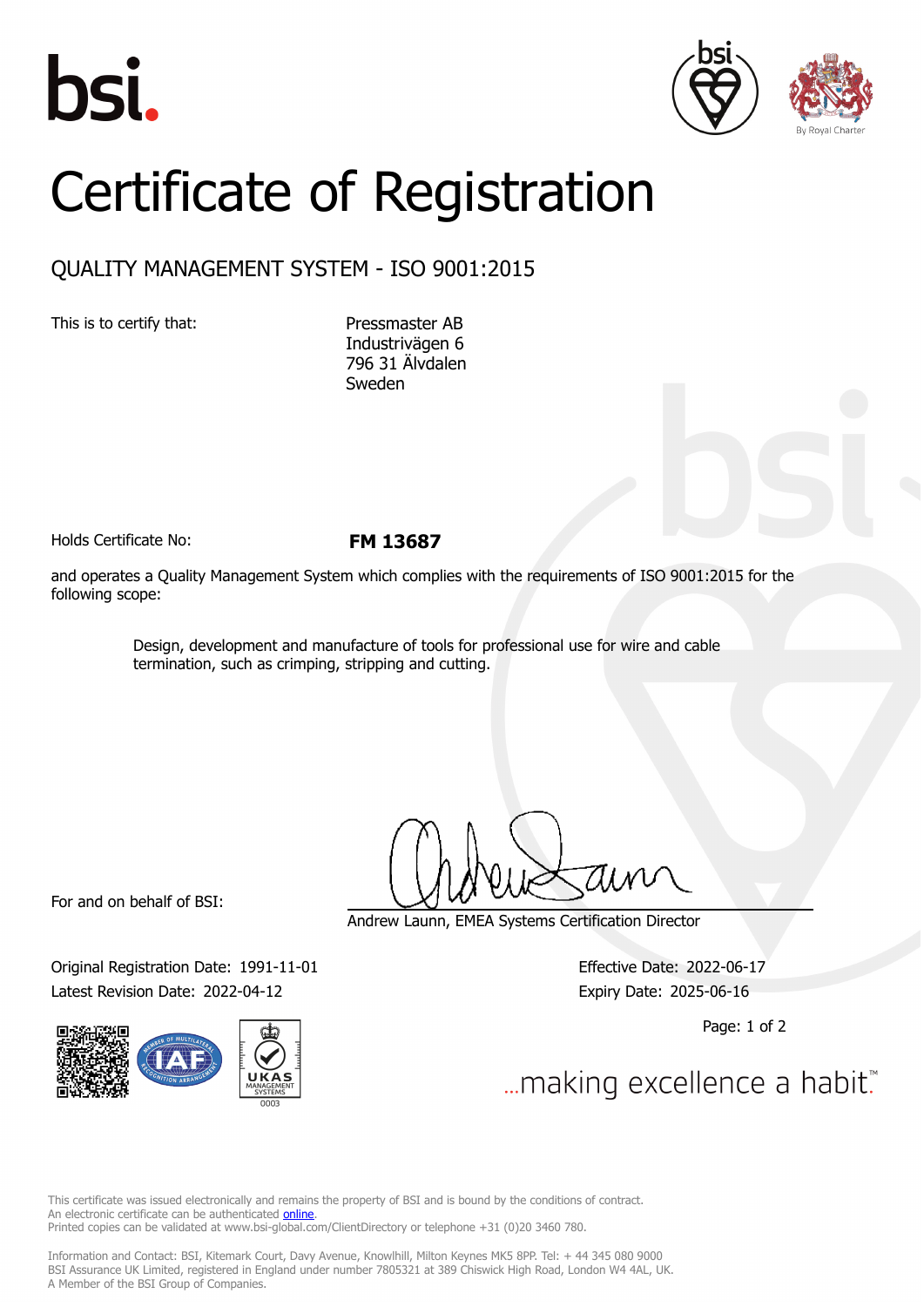# Certificate of Registration

## QUALITY MANAGEMENT SYSTEM - ISO 9001:2015

This is to certify that:

Pressmaster AB
Industrivägen 6
796 31 Älvdalen
Sweden

Holds Certificate No: **FM 13687**

and operates a Quality Management System which complies with the requirements of ISO 9001:2015 for the following scope:

> Design, development and manufacture of tools for professional use for wire and cable termination, such as crimping, stripping and cutting.

For and on behalf of BSI:

Andrew Launn, EMEA Systems Certification Director

Original Registration Date: 1991-11-01
Latest Revision Date: 2022-04-12

Effective Date: 2022-06-17
Expiry Date: 2025-06-16

...making excellence a habit.™

This certificate was issued electronically and remains the property of BSI and is bound by the conditions of contract.
An electronic certificate can be authenticated online.
Printed copies can be validated at www.bsi-global.com/ClientDirectory or telephone +31 (0)20 3460 780.

Information and Contact: BSI, Kitemark Court, Davy Avenue, Knowlhill, Milton Keynes MK5 8PP. Tel: + 44 345 080 9000
BSI Assurance UK Limited, registered in England under number 7805321 at 389 Chiswick High Road, London W4 4AL, UK.
A Member of the BSI Group of Companies.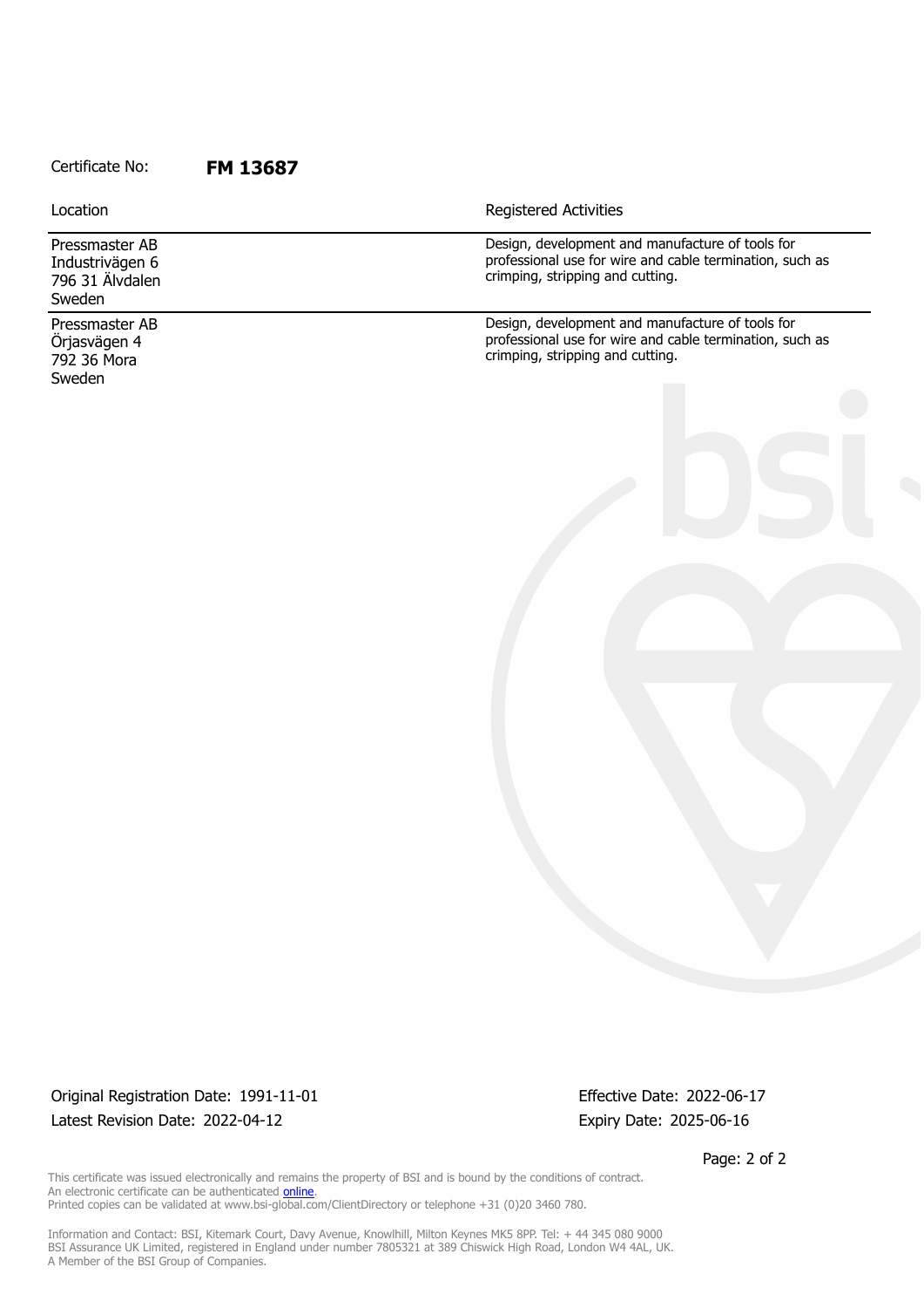Certificate No: **FM 13687**

| Location | Registered Activities |
| --- | --- |
| Pressmaster AB<br>Industrivägen 6<br>796 31 Älvdalen<br>Sweden | Design, development and manufacture of tools for professional use for wire and cable termination, such as crimping, stripping and cutting. |
| Pressmaster AB<br>Örjasvägen 4<br>792 36 Mora<br>Sweden | Design, development and manufacture of tools for professional use for wire and cable termination, such as crimping, stripping and cutting. |

Original Registration Date: 1991-11-01
Latest Revision Date: 2022-04-12

Effective Date: 2022-06-17
Expiry Date: 2025-06-16

This certificate was issued electronically and remains the property of BSI and is bound by the conditions of contract.
An electronic certificate can be authenticated online.
Printed copies can be validated at www.bsi-global.com/ClientDirectory or telephone +31 (0)20 3460 780.

Information and Contact: BSI, Kitemark Court, Davy Avenue, Knowlhill, Milton Keynes MK5 8PP. Tel: + 44 345 080 9000
BSI Assurance UK Limited, registered in England under number 7805321 at 389 Chiswick High Road, London W4 4AL, UK.
A Member of the BSI Group of Companies.